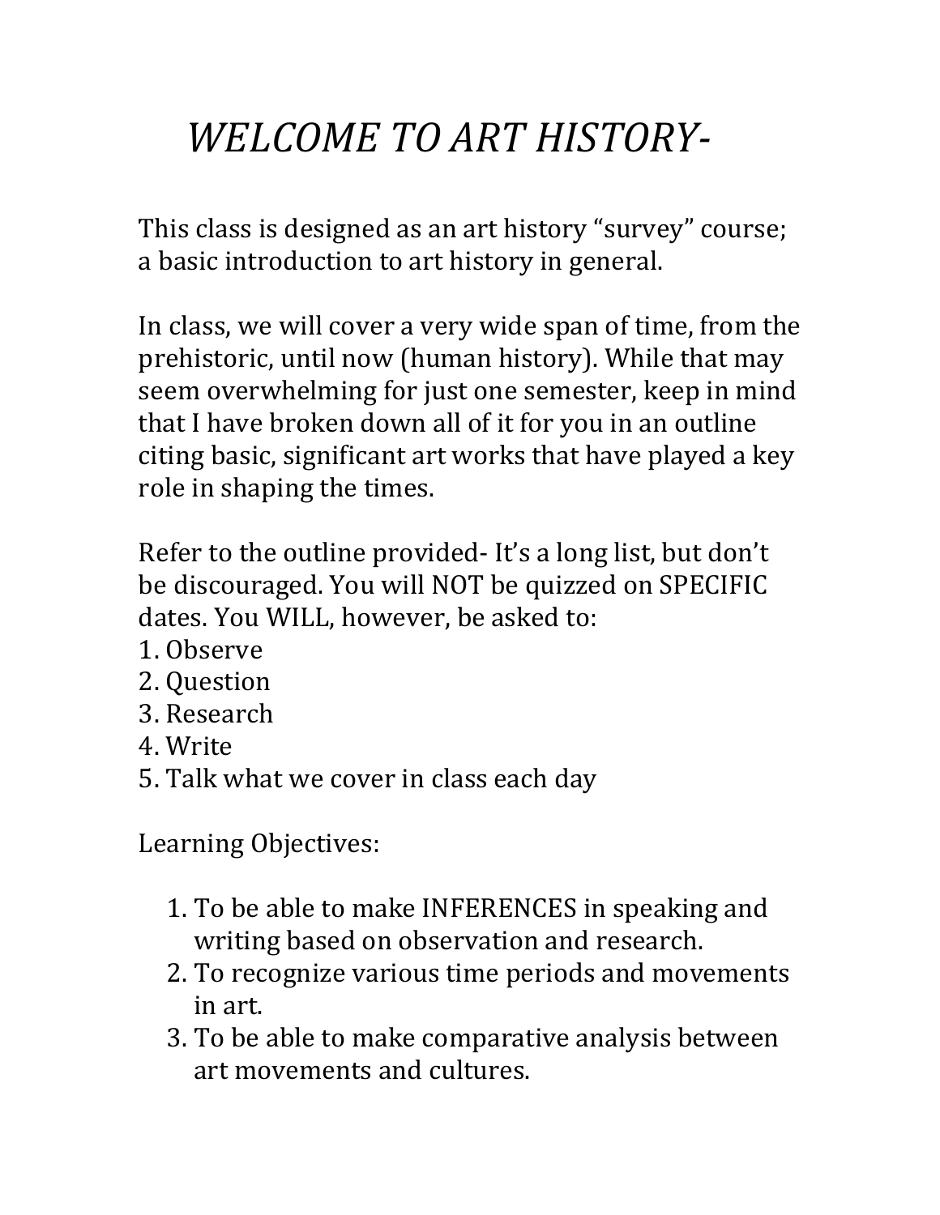# *WELCOME TO ART HISTORY-*

This class is designed as an art history "survey" course; a basic introduction to art history in general.

In class, we will cover a very wide span of time, from the prehistoric, until now (human history). While that may seem overwhelming for just one semester, keep in mind that I have broken down all of it for you in an outline citing basic, significant art works that have played a key role in shaping the times.

Refer to the outline provided- It's a long list, but don't be discouraged. You will NOT be quizzed on SPECIFIC dates. You WILL, however, be asked to:

1. Observe
2. Question
3. Research
4. Write
5. Talk what we cover in class each day

Learning Objectives:

1. To be able to make INFERENCES in speaking and writing based on observation and research.
2. To recognize various time periods and movements in art.
3. To be able to make comparative analysis between art movements and cultures.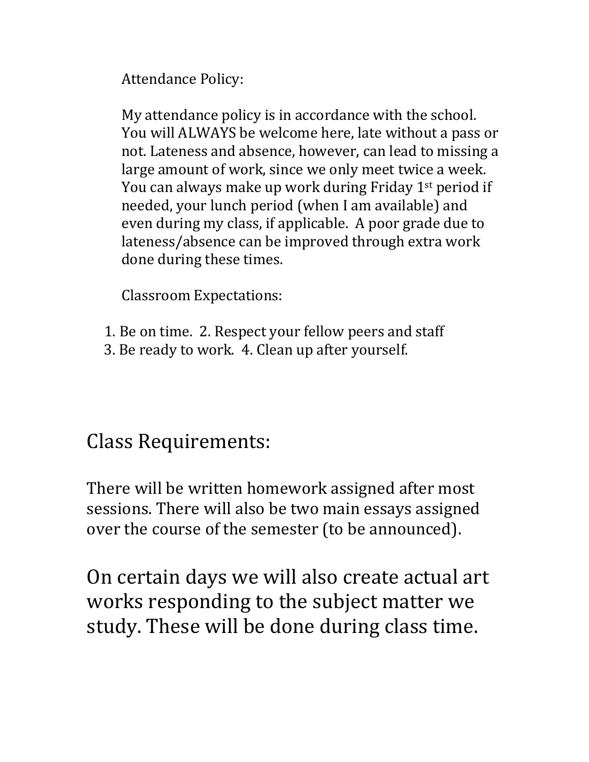Attendance Policy:

My attendance policy is in accordance with the school. You will ALWAYS be welcome here, late without a pass or not. Lateness and absence, however, can lead to missing a large amount of work, since we only meet twice a week. You can always make up work during Friday 1st period if needed, your lunch period (when I am available) and even during my class, if applicable. A poor grade due to lateness/absence can be improved through extra work done during these times.

Classroom Expectations:

1. Be on time. 2. Respect your fellow peers and staff
3. Be ready to work. 4. Clean up after yourself.

## Class Requirements:

There will be written homework assigned after most sessions. There will also be two main essays assigned over the course of the semester (to be announced).

On certain days we will also create actual art works responding to the subject matter we study. These will be done during class time.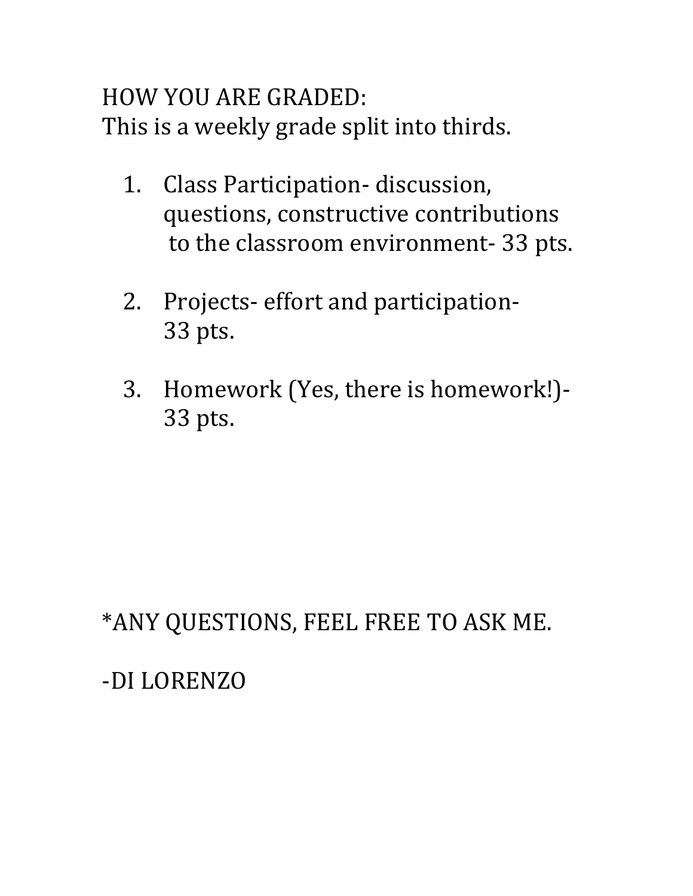HOW YOU ARE GRADED:
This is a weekly grade split into thirds.

1. Class Participation- discussion, questions, constructive contributions to the classroom environment- 33 pts.

2. Projects- effort and participation- 33 pts.

3. Homework (Yes, there is homework!)- 33 pts.

*ANY QUESTIONS, FEEL FREE TO ASK ME.

-DI LORENZO